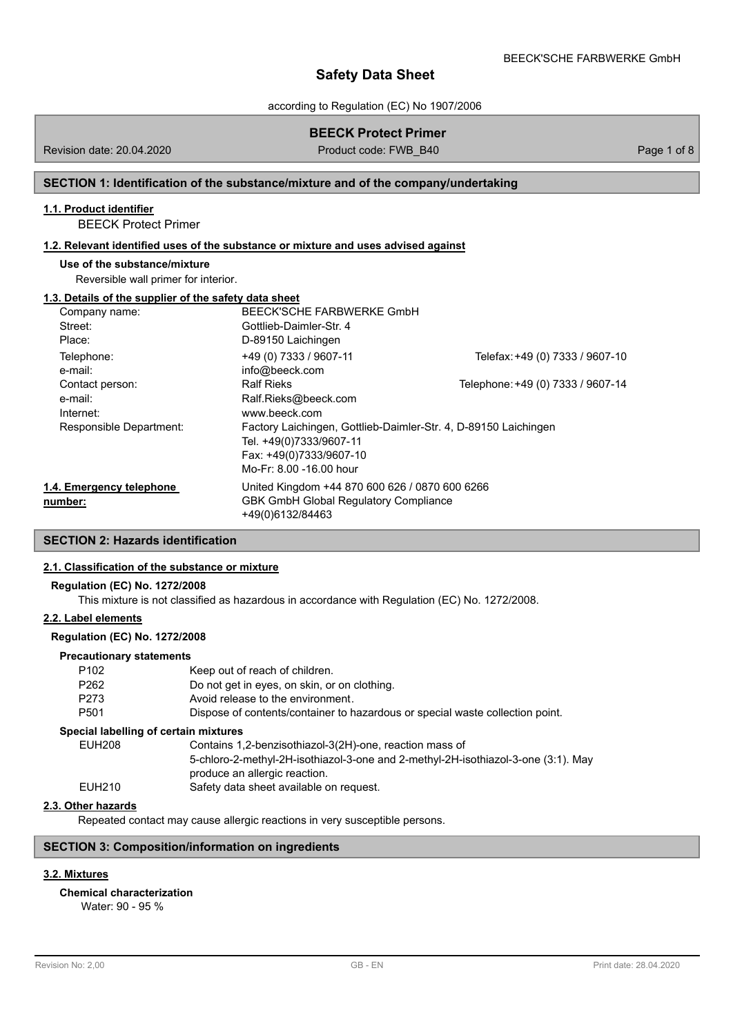# Safety Data Sheet

according to Regulation (EC) No 1907/2006

## BEECK Protect Primer

Revision date: 20.04.2020 | Product code: FWB_B40

## SECTION 1: Identification of the substance/mixture and of the company/undertaking

### 1.1. Product identifier

BEECK Protect Primer

### 1.2. Relevant identified uses of the substance or mixture and uses advised against

**Use of the substance/mixture**

Reversible wall primer for interior.

### 1.3. Details of the supplier of the safety data sheet

| | | |
|---|---|---|
| Company name: | BEECK'SCHE FARBWERKE GmbH | |
| Street: | Gottlieb-Daimler-Str. 4 | |
| Place: | D-89150 Laichingen | |
| Telephone: | +49 (0) 7333 / 9607-11 | Telefax: +49 (0) 7333 / 9607-10 |
| e-mail: | info@beeck.com | |
| Contact person: | Ralf Rieks | Telephone: +49 (0) 7333 / 9607-14 |
| e-mail: | Ralf.Rieks@beeck.com | |
| Internet: | www.beeck.com | |
| Responsible Department: | Factory Laichingen, Gottlieb-Daimler-Str. 4, D-89150 Laichingen<br>Tel. +49(0)7333/9607-11<br>Fax: +49(0)7333/9607-10<br>Mo-Fr: 8.00 -16.00 hour | |

### 1.4. Emergency telephone number:

United Kingdom +44 870 600 626 / 0870 600 6266
GBK GmbH Global Regulatory Compliance
+49(0)6132/84463

## SECTION 2: Hazards identification

### 2.1. Classification of the substance or mixture

**Regulation (EC) No. 1272/2008**

This mixture is not classified as hazardous in accordance with Regulation (EC) No. 1272/2008.

### 2.2. Label elements

**Regulation (EC) No. 1272/2008**

**Precautionary statements**

| | |
|---|---|
| P102 | Keep out of reach of children. |
| P262 | Do not get in eyes, on skin, or on clothing. |
| P273 | Avoid release to the environment. |
| P501 | Dispose of contents/container to hazardous or special waste collection point. |

**Special labelling of certain mixtures**

| | |
|---|---|
| EUH208 | Contains 1,2-benzisothiazol-3(2H)-one, reaction mass of 5-chloro-2-methyl-2H-isothiazol-3-one and 2-methyl-2H-isothiazol-3-one (3:1). May produce an allergic reaction. |
| EUH210 | Safety data sheet available on request. |

### 2.3. Other hazards

Repeated contact may cause allergic reactions in very susceptible persons.

## SECTION 3: Composition/information on ingredients

### 3.2. Mixtures

**Chemical characterization**

Water: 90 - 95 %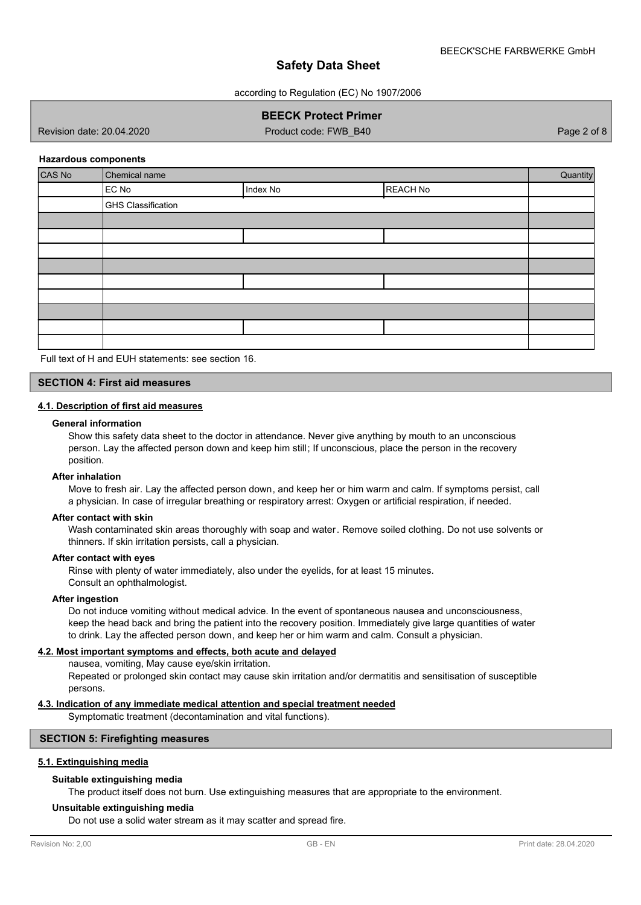#### Hazardous components

| CAS No | Chemical name | | | Quantity |
|---|---|---|---|---|
| | EC No | Index No | REACH No | |
| | GHS Classification | | | |
| | | | | |
| | | | | |
| | | | | |
| | | | | |
| | | | | |
| | | | | |
| | | | | |
| | | | | |
| | | | | |

Full text of H and EUH statements: see section 16.

## SECTION 4: First aid measures

### 4.1. Description of first aid measures

**General information**

Show this safety data sheet to the doctor in attendance. Never give anything by mouth to an unconscious person. Lay the affected person down and keep him still; If unconscious, place the person in the recovery position.

**After inhalation**

Move to fresh air. Lay the affected person down, and keep her or him warm and calm. If symptoms persist, call a physician. In case of irregular breathing or respiratory arrest: Oxygen or artificial respiration, if needed.

**After contact with skin**

Wash contaminated skin areas thoroughly with soap and water. Remove soiled clothing. Do not use solvents or thinners. If skin irritation persists, call a physician.

**After contact with eyes**

Rinse with plenty of water immediately, also under the eyelids, for at least 15 minutes.
Consult an ophthalmologist.

**After ingestion**

Do not induce vomiting without medical advice. In the event of spontaneous nausea and unconsciousness, keep the head back and bring the patient into the recovery position. Immediately give large quantities of water to drink. Lay the affected person down, and keep her or him warm and calm. Consult a physician.

### 4.2. Most important symptoms and effects, both acute and delayed

nausea, vomiting, May cause eye/skin irritation.
Repeated or prolonged skin contact may cause skin irritation and/or dermatitis and sensitisation of susceptible persons.

### 4.3. Indication of any immediate medical attention and special treatment needed

Symptomatic treatment (decontamination and vital functions).

## SECTION 5: Firefighting measures

### 5.1. Extinguishing media

**Suitable extinguishing media**

The product itself does not burn. Use extinguishing measures that are appropriate to the environment.

**Unsuitable extinguishing media**

Do not use a solid water stream as it may scatter and spread fire.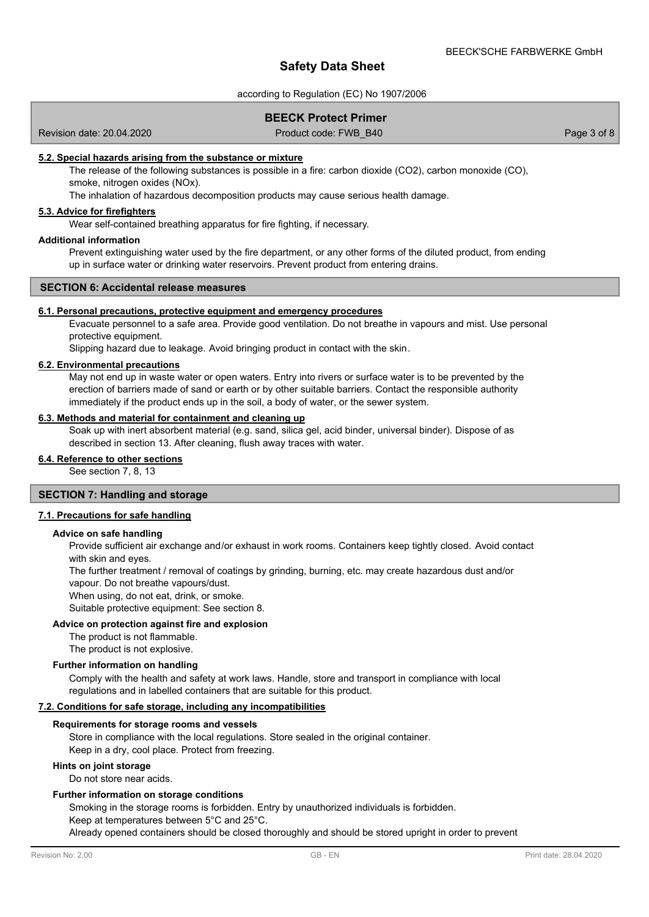#### 5.2. Special hazards arising from the substance or mixture

The release of the following substances is possible in a fire: carbon dioxide ($CO_2$), carbon monoxide (CO), smoke, nitrogen oxides ($NO_x$).

The inhalation of hazardous decomposition products may cause serious health damage.

#### 5.3. Advice for firefighters

Wear self-contained breathing apparatus for fire fighting, if necessary.

**Additional information**

Prevent extinguishing water used by the fire department, or any other forms of the diluted product, from ending up in surface water or drinking water reservoirs. Prevent product from entering drains.

## SECTION 6: Accidental release measures

#### 6.1. Personal precautions, protective equipment and emergency procedures

Evacuate personnel to a safe area. Provide good ventilation. Do not breathe in vapours and mist. Use personal protective equipment.

Slipping hazard due to leakage. Avoid bringing product in contact with the skin.

#### 6.2. Environmental precautions

May not end up in waste water or open waters. Entry into rivers or surface water is to be prevented by the erection of barriers made of sand or earth or by other suitable barriers. Contact the responsible authority immediately if the product ends up in the soil, a body of water, or the sewer system.

#### 6.3. Methods and material for containment and cleaning up

Soak up with inert absorbent material (e.g. sand, silica gel, acid binder, universal binder). Dispose of as described in section 13. After cleaning, flush away traces with water.

#### 6.4. Reference to other sections

See section 7, 8, 13

## SECTION 7: Handling and storage

#### 7.1. Precautions for safe handling

**Advice on safe handling**

Provide sufficient air exchange and/or exhaust in work rooms. Containers keep tightly closed. Avoid contact with skin and eyes.

The further treatment / removal of coatings by grinding, burning, etc. may create hazardous dust and/or vapour. Do not breathe vapours/dust.

When using, do not eat, drink, or smoke.

Suitable protective equipment: See section 8.

**Advice on protection against fire and explosion**

The product is not flammable.

The product is not explosive.

**Further information on handling**

Comply with the health and safety at work laws. Handle, store and transport in compliance with local regulations and in labelled containers that are suitable for this product.

#### 7.2. Conditions for safe storage, including any incompatibilities

**Requirements for storage rooms and vessels**

Store in compliance with the local regulations. Store sealed in the original container.

Keep in a dry, cool place. Protect from freezing.

**Hints on joint storage**

Do not store near acids.

**Further information on storage conditions**

Smoking in the storage rooms is forbidden. Entry by unauthorized individuals is forbidden.

Keep at temperatures between 5°C and 25°C.

Already opened containers should be closed thoroughly and should be stored upright in order to prevent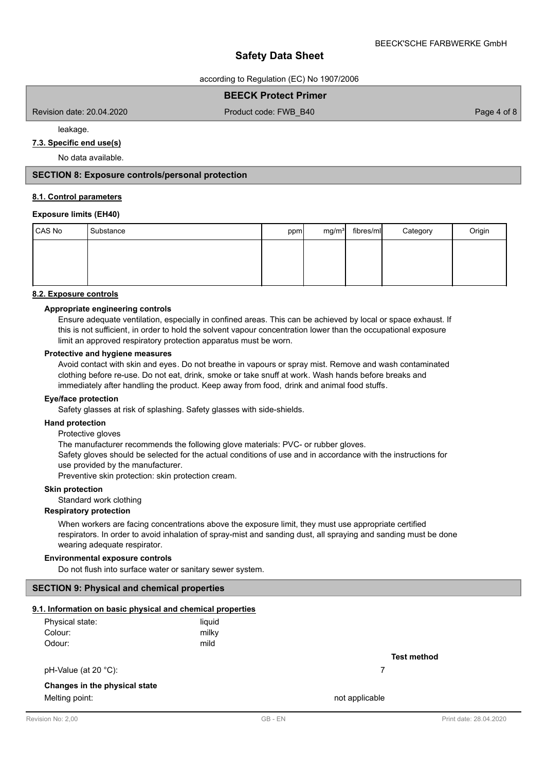leakage.

**7.3. Specific end use(s)**

No data available.

## SECTION 8: Exposure controls/personal protection

**8.1. Control parameters**

**Exposure limits (EH40)**

| CAS No | Substance | ppm | mg/m³ | fibres/ml | Category | Origin |
|---|---|---|---|---|---|---|
| | | | | | | |

**8.2. Exposure controls**

**Appropriate engineering controls**

Ensure adequate ventilation, especially in confined areas. This can be achieved by local or space exhaust. If this is not sufficient, in order to hold the solvent vapour concentration lower than the occupational exposure limit an approved respiratory protection apparatus must be worn.

**Protective and hygiene measures**

Avoid contact with skin and eyes. Do not breathe in vapours or spray mist. Remove and wash contaminated clothing before re-use. Do not eat, drink, smoke or take snuff at work. Wash hands before breaks and immediately after handling the product. Keep away from food, drink and animal food stuffs.

**Eye/face protection**

Safety glasses at risk of splashing. Safety glasses with side-shields.

**Hand protection**

Protective gloves

The manufacturer recommends the following glove materials: PVC- or rubber gloves.

Safety gloves should be selected for the actual conditions of use and in accordance with the instructions for use provided by the manufacturer.

Preventive skin protection: skin protection cream.

**Skin protection**

Standard work clothing

**Respiratory protection**

When workers are facing concentrations above the exposure limit, they must use appropriate certified respirators. In order to avoid inhalation of spray-mist and sanding dust, all spraying and sanding must be done wearing adequate respirator.

**Environmental exposure controls**

Do not flush into surface water or sanitary sewer system.

## SECTION 9: Physical and chemical properties

**9.1. Information on basic physical and chemical properties**

| | | | |
|---|---|---|---|
| Physical state: | liquid | | |
| Colour: | milky | | |
| Odour: | mild | | |
| | | | **Test method** |
| pH-Value (at 20 °C): | | 7 | |
| **Changes in the physical state** | | | |
| Melting point: | | not applicable | |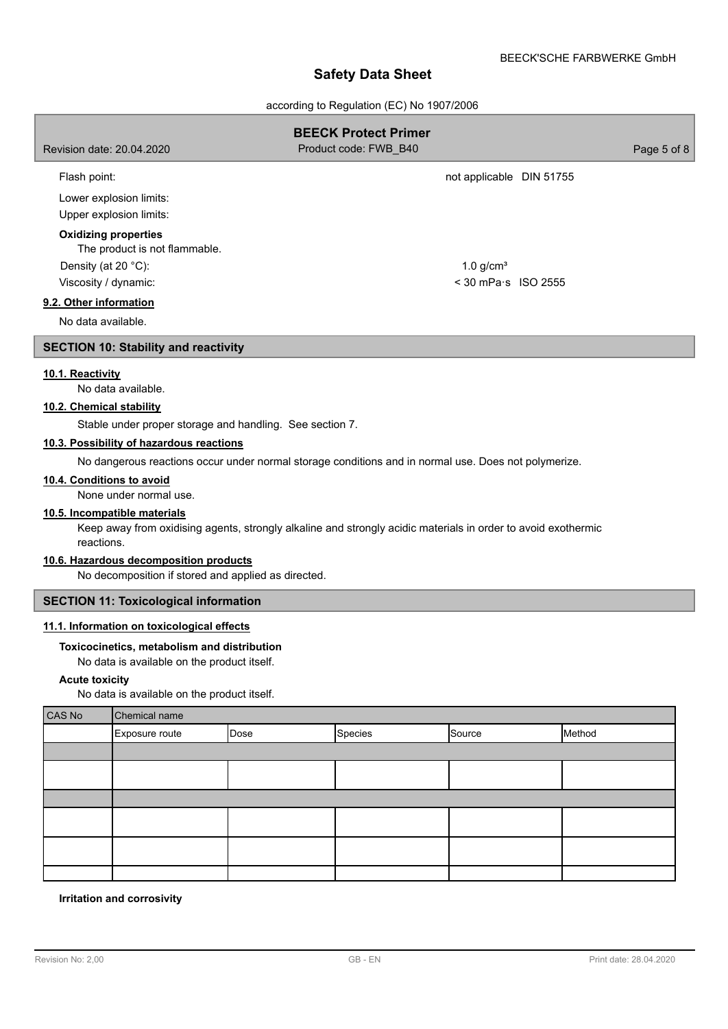Flash point: not applicable DIN 51755

Lower explosion limits:

Upper explosion limits:

**Oxidizing properties**

The product is not flammable.

Density (at 20 °C): 1.0 g/cm³

Viscosity / dynamic: < 30 mPa·s ISO 2555

**9.2. Other information**

No data available.

## SECTION 10: Stability and reactivity

**10.1. Reactivity**

No data available.

**10.2. Chemical stability**

Stable under proper storage and handling. See section 7.

**10.3. Possibility of hazardous reactions**

No dangerous reactions occur under normal storage conditions and in normal use. Does not polymerize.

**10.4. Conditions to avoid**

None under normal use.

**10.5. Incompatible materials**

Keep away from oxidising agents, strongly alkaline and strongly acidic materials in order to avoid exothermic reactions.

**10.6. Hazardous decomposition products**

No decomposition if stored and applied as directed.

## SECTION 11: Toxicological information

**11.1. Information on toxicological effects**

**Toxicocinetics, metabolism and distribution**

No data is available on the product itself.

**Acute toxicity**

No data is available on the product itself.

| CAS No | Chemical name | | | | |
|---|---|---|---|---|---|
| | Exposure route | Dose | Species | Source | Method |
| | | | | | |
| | | | | | |
| | | | | | |
| | | | | | |
| | | | | | |
| | | | | | |

**Irritation and corrosivity**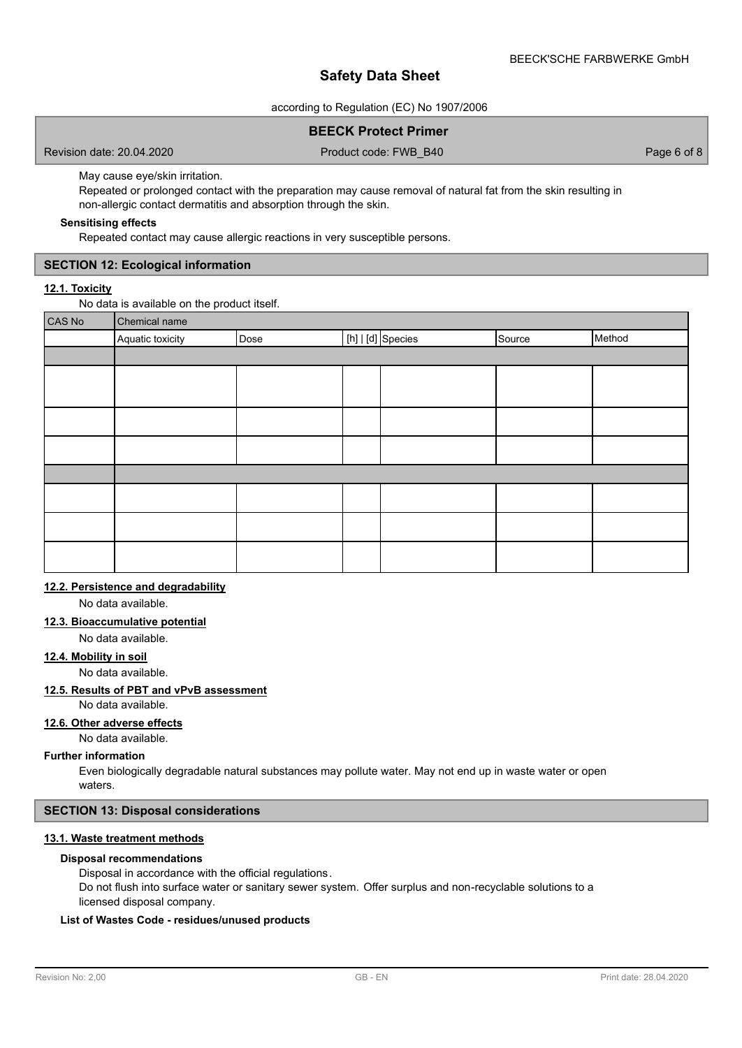May cause eye/skin irritation.

Repeated or prolonged contact with the preparation may cause removal of natural fat from the skin resulting in non-allergic contact dermatitis and absorption through the skin.

**Sensitising effects**

Repeated contact may cause allergic reactions in very susceptible persons.

## SECTION 12: Ecological information

### 12.1. Toxicity

No data is available on the product itself.

| CAS No | Chemical name | | | | | |
|---|---|---|---|---|---|---|
| | Aquatic toxicity | Dose | [h] \| [d] | Species | Source | Method |
| | | | | | | |
| | | | | | | |
| | | | | | | |
| | | | | | | |
| | | | | | | |
| | | | | | | |
| | | | | | | |
| | | | | | | |

### 12.2. Persistence and degradability

No data available.

### 12.3. Bioaccumulative potential

No data available.

### 12.4. Mobility in soil

No data available.

### 12.5. Results of PBT and vPvB assessment

No data available.

### 12.6. Other adverse effects

No data available.

**Further information**

Even biologically degradable natural substances may pollute water. May not end up in waste water or open waters.

## SECTION 13: Disposal considerations

### 13.1. Waste treatment methods

**Disposal recommendations**

Disposal in accordance with the official regulations.

Do not flush into surface water or sanitary sewer system. Offer surplus and non-recyclable solutions to a licensed disposal company.

**List of Wastes Code - residues/unused products**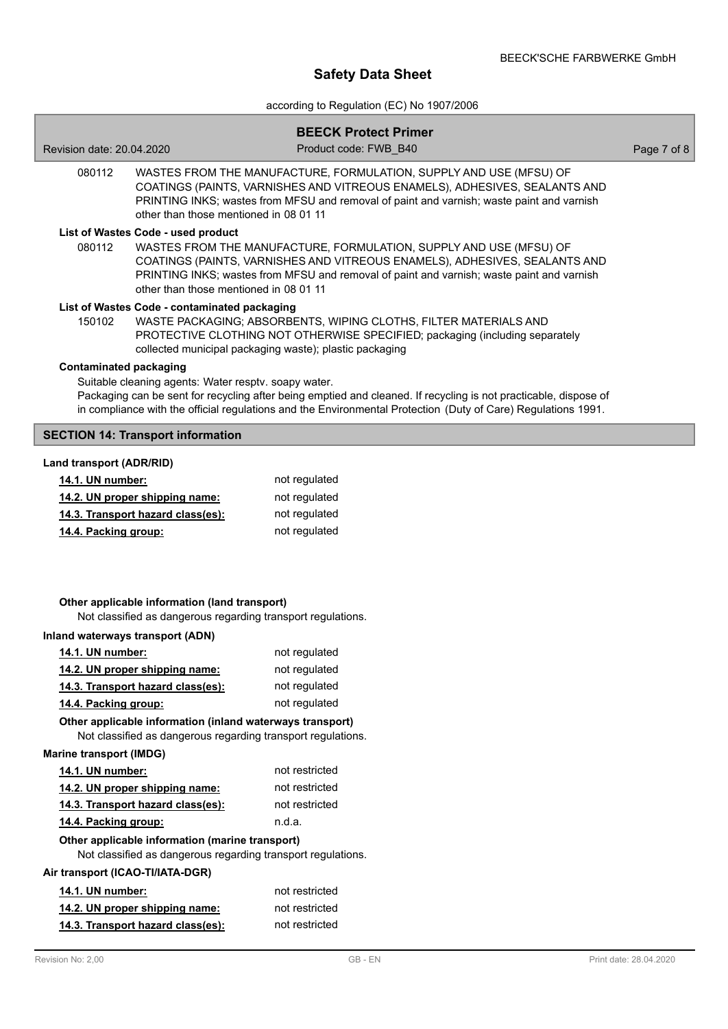080112 WASTES FROM THE MANUFACTURE, FORMULATION, SUPPLY AND USE (MFSU) OF COATINGS (PAINTS, VARNISHES AND VITREOUS ENAMELS), ADHESIVES, SEALANTS AND PRINTING INKS; wastes from MFSU and removal of paint and varnish; waste paint and varnish other than those mentioned in 08 01 11

**List of Wastes Code - used product**

080112 WASTES FROM THE MANUFACTURE, FORMULATION, SUPPLY AND USE (MFSU) OF COATINGS (PAINTS, VARNISHES AND VITREOUS ENAMELS), ADHESIVES, SEALANTS AND PRINTING INKS; wastes from MFSU and removal of paint and varnish; waste paint and varnish other than those mentioned in 08 01 11

**List of Wastes Code - contaminated packaging**

150102 WASTE PACKAGING; ABSORBENTS, WIPING CLOTHS, FILTER MATERIALS AND PROTECTIVE CLOTHING NOT OTHERWISE SPECIFIED; packaging (including separately collected municipal packaging waste); plastic packaging

**Contaminated packaging**

Suitable cleaning agents: Water resptv. soapy water.
Packaging can be sent for recycling after being emptied and cleaned. If recycling is not practicable, dispose of in compliance with the official regulations and the Environmental Protection (Duty of Care) Regulations 1991.

## SECTION 14: Transport information

**Land transport (ADR/RID)**

| | |
|---|---|
| 14.1. UN number: | not regulated |
| 14.2. UN proper shipping name: | not regulated |
| 14.3. Transport hazard class(es): | not regulated |
| 14.4. Packing group: | not regulated |

**Other applicable information (land transport)**

Not classified as dangerous regarding transport regulations.

**Inland waterways transport (ADN)**

| | |
|---|---|
| 14.1. UN number: | not regulated |
| 14.2. UN proper shipping name: | not regulated |
| 14.3. Transport hazard class(es): | not regulated |
| 14.4. Packing group: | not regulated |

**Other applicable information (inland waterways transport)**

Not classified as dangerous regarding transport regulations.

**Marine transport (IMDG)**

| | |
|---|---|
| 14.1. UN number: | not restricted |
| 14.2. UN proper shipping name: | not restricted |
| 14.3. Transport hazard class(es): | not restricted |
| 14.4. Packing group: | n.d.a. |

**Other applicable information (marine transport)**

Not classified as dangerous regarding transport regulations.

**Air transport (ICAO-TI/IATA-DGR)**

| | |
|---|---|
| 14.1. UN number: | not restricted |
| 14.2. UN proper shipping name: | not restricted |
| 14.3. Transport hazard class(es): | not restricted |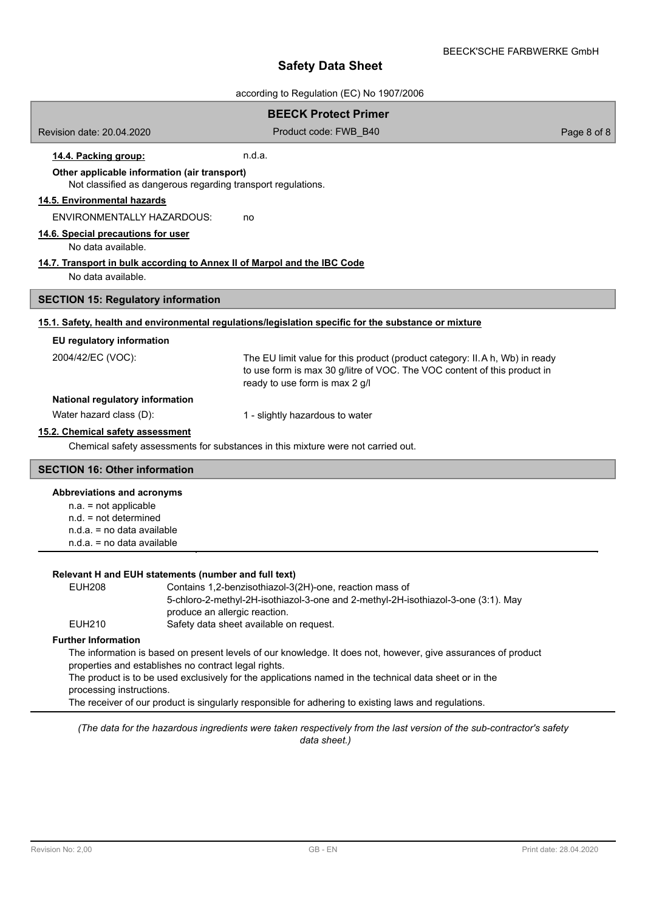**14.4. Packing group:** n.d.a.

**Other applicable information (air transport)**

Not classified as dangerous regarding transport regulations.

**14.5. Environmental hazards**

ENVIRONMENTALLY HAZARDOUS: no

**14.6. Special precautions for user**

No data available.

**14.7. Transport in bulk according to Annex II of Marpol and the IBC Code**

No data available.

## SECTION 15: Regulatory information

**15.1. Safety, health and environmental regulations/legislation specific for the substance or mixture**

**EU regulatory information**

2004/42/EC (VOC): The EU limit value for this product (product category: II.A h, Wb) in ready to use form is max 30 g/litre of VOC. The VOC content of this product in ready to use form is max 2 g/l

**National regulatory information**

Water hazard class (D): 1 - slightly hazardous to water

**15.2. Chemical safety assessment**

Chemical safety assessments for substances in this mixture were not carried out.

## SECTION 16: Other information

**Abbreviations and acronyms**

n.a. = not applicable
n.d. = not determined
n.d.a. = no data available
n.d.a. = no data available

**Relevant H and EUH statements (number and full text)**

| | |
|---|---|
| EUH208 | Contains 1,2-benzisothiazol-3(2H)-one, reaction mass of 5-chloro-2-methyl-2H-isothiazol-3-one and 2-methyl-2H-isothiazol-3-one (3:1). May produce an allergic reaction. |
| EUH210 | Safety data sheet available on request. |

**Further Information**

The information is based on present levels of our knowledge. It does not, however, give assurances of product properties and establishes no contract legal rights.
The product is to be used exclusively for the applications named in the technical data sheet or in the processing instructions.
The receiver of our product is singularly responsible for adhering to existing laws and regulations.

*(The data for the hazardous ingredients were taken respectively from the last version of the sub-contractor's safety data sheet.)*